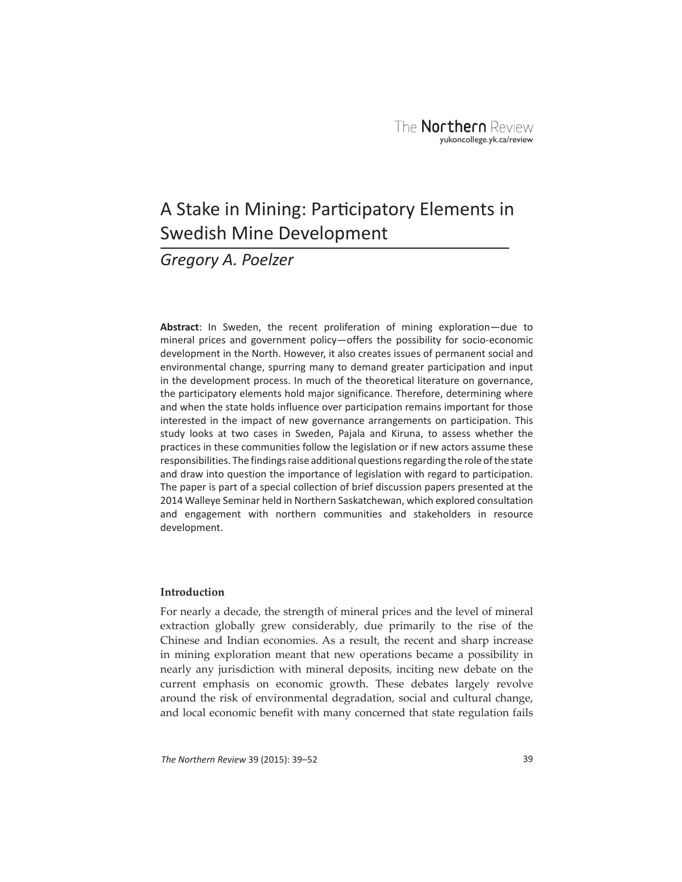# A Stake in Mining: Participatory Elements in Swedish Mine Development

*Gregory A. Poelzer*

**Abstract**: In Sweden, the recent proliferation of mining exploration—due to mineral prices and government policy—offers the possibility for socio-economic development in the North. However, it also creates issues of permanent social and environmental change, spurring many to demand greater participation and input in the development process. In much of the theoretical literature on governance, the participatory elements hold major significance. Therefore, determining where and when the state holds influence over participation remains important for those interested in the impact of new governance arrangements on participation. This study looks at two cases in Sweden, Pajala and Kiruna, to assess whether the practices in these communities follow the legislation or if new actors assume these responsibilities. The findings raise additional questions regarding the role of the state and draw into question the importance of legislation with regard to participation. The paper is part of a special collection of brief discussion papers presented at the 2014 Walleye Seminar held in Northern Saskatchewan, which explored consultation and engagement with northern communities and stakeholders in resource development.

## Introduction

For nearly a decade, the strength of mineral prices and the level of mineral extraction globally grew considerably, due primarily to the rise of the Chinese and Indian economies. As a result, the recent and sharp increase in mining exploration meant that new operations became a possibility in nearly any jurisdiction with mineral deposits, inciting new debate on the current emphasis on economic growth. These debates largely revolve around the risk of environmental degradation, social and cultural change, and local economic benefit with many concerned that state regulation fails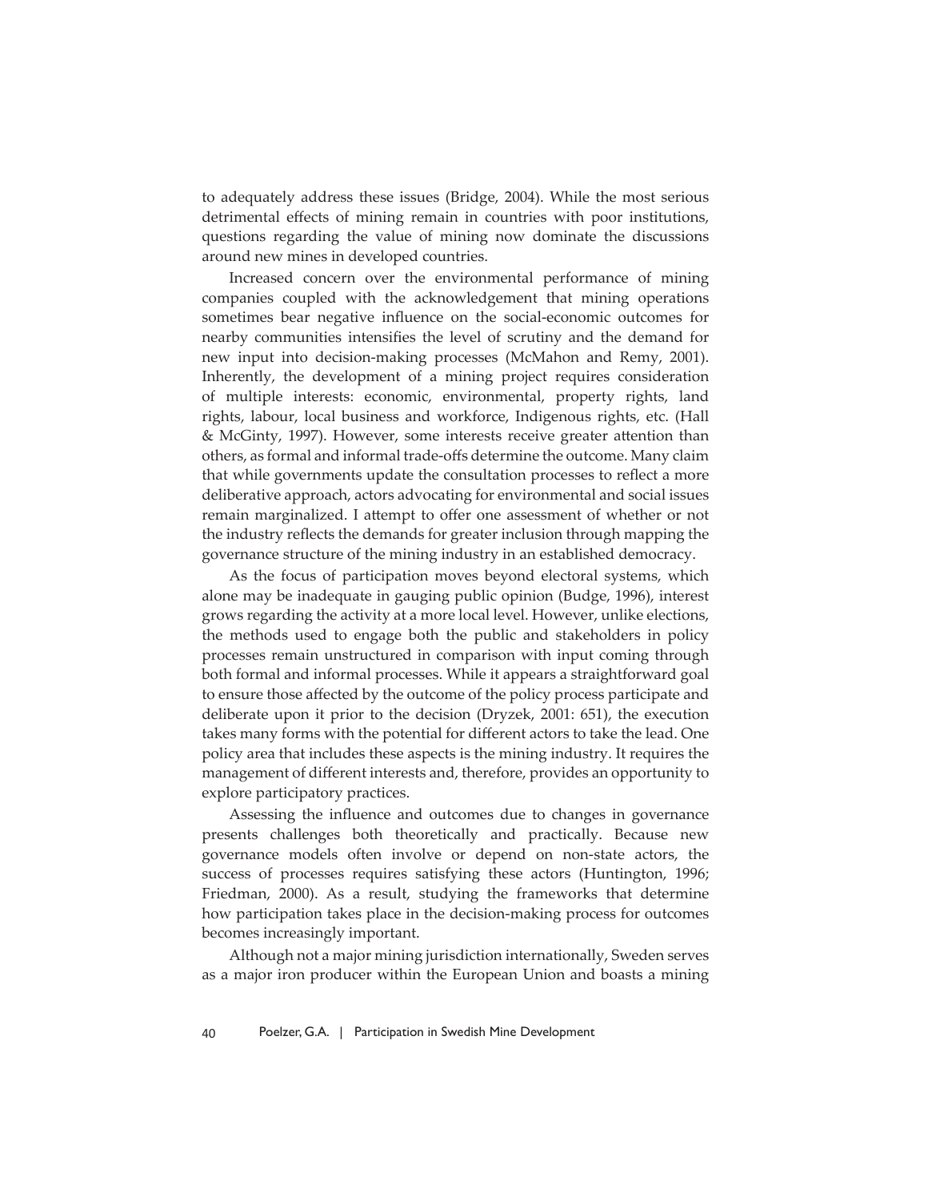to adequately address these issues (Bridge, 2004). While the most serious detrimental effects of mining remain in countries with poor institutions, questions regarding the value of mining now dominate the discussions around new mines in developed countries.

Increased concern over the environmental performance of mining companies coupled with the acknowledgement that mining operations sometimes bear negative influence on the social-economic outcomes for nearby communities intensifies the level of scrutiny and the demand for new input into decision-making processes (McMahon and Remy, 2001). Inherently, the development of a mining project requires consideration of multiple interests: economic, environmental, property rights, land rights, labour, local business and workforce, Indigenous rights, etc. (Hall & McGinty, 1997). However, some interests receive greater attention than others, as formal and informal trade-offs determine the outcome. Many claim that while governments update the consultation processes to reflect a more deliberative approach, actors advocating for environmental and social issues remain marginalized. I attempt to offer one assessment of whether or not the industry reflects the demands for greater inclusion through mapping the governance structure of the mining industry in an established democracy.

As the focus of participation moves beyond electoral systems, which alone may be inadequate in gauging public opinion (Budge, 1996), interest grows regarding the activity at a more local level. However, unlike elections, the methods used to engage both the public and stakeholders in policy processes remain unstructured in comparison with input coming through both formal and informal processes. While it appears a straightforward goal to ensure those affected by the outcome of the policy process participate and deliberate upon it prior to the decision (Dryzek, 2001: 651), the execution takes many forms with the potential for different actors to take the lead. One policy area that includes these aspects is the mining industry. It requires the management of different interests and, therefore, provides an opportunity to explore participatory practices.

Assessing the influence and outcomes due to changes in governance presents challenges both theoretically and practically. Because new governance models often involve or depend on non-state actors, the success of processes requires satisfying these actors (Huntington, 1996; Friedman, 2000). As a result, studying the frameworks that determine how participation takes place in the decision-making process for outcomes becomes increasingly important.

Although not a major mining jurisdiction internationally, Sweden serves as a major iron producer within the European Union and boasts a mining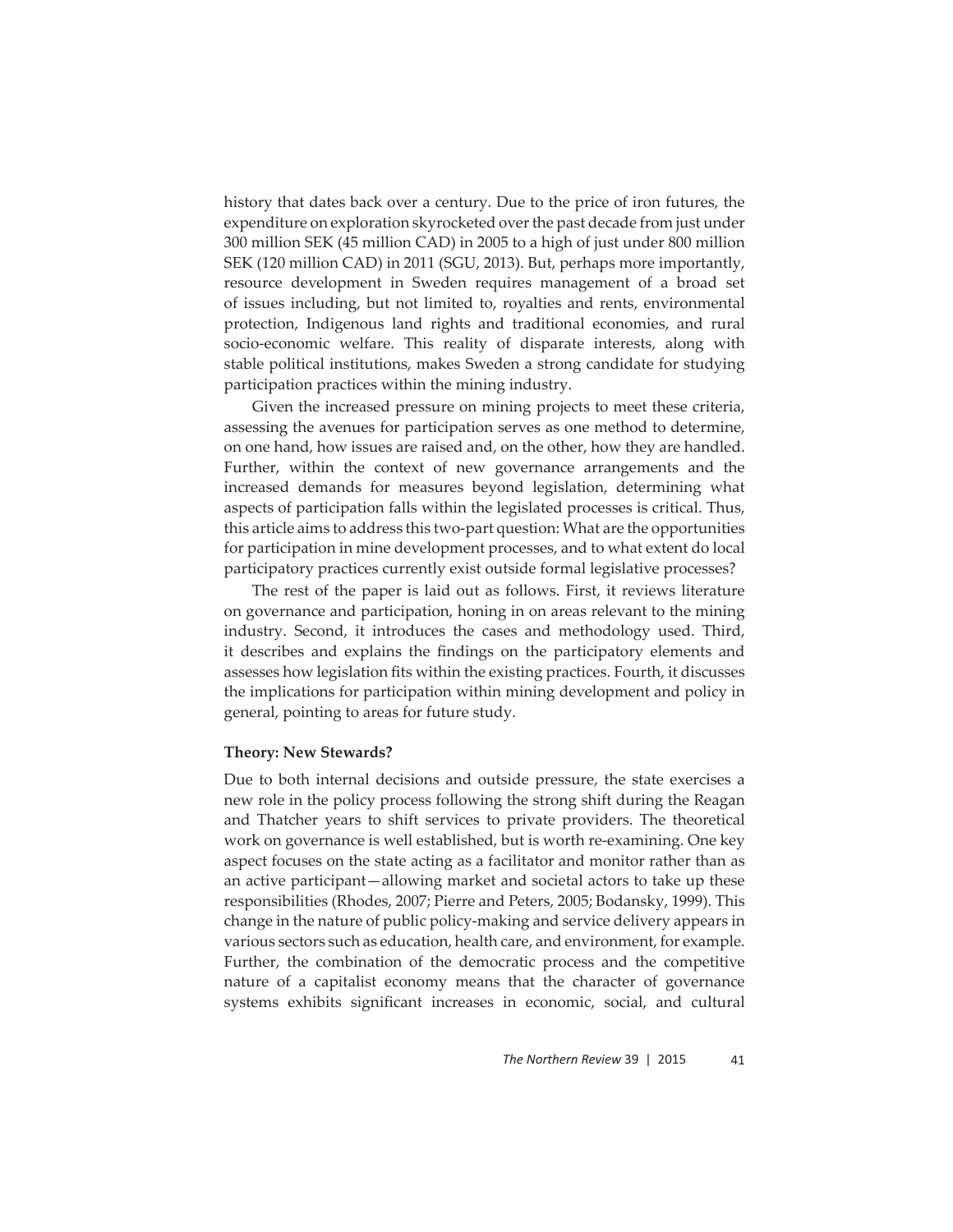history that dates back over a century. Due to the price of iron futures, the expenditure on exploration skyrocketed over the past decade from just under 300 million SEK (45 million CAD) in 2005 to a high of just under 800 million SEK (120 million CAD) in 2011 (SGU, 2013). But, perhaps more importantly, resource development in Sweden requires management of a broad set of issues including, but not limited to, royalties and rents, environmental protection, Indigenous land rights and traditional economies, and rural socio-economic welfare. This reality of disparate interests, along with stable political institutions, makes Sweden a strong candidate for studying participation practices within the mining industry.

Given the increased pressure on mining projects to meet these criteria, assessing the avenues for participation serves as one method to determine, on one hand, how issues are raised and, on the other, how they are handled. Further, within the context of new governance arrangements and the increased demands for measures beyond legislation, determining what aspects of participation falls within the legislated processes is critical. Thus, this article aims to address this two-part question: What are the opportunities for participation in mine development processes, and to what extent do local participatory practices currently exist outside formal legislative processes?

The rest of the paper is laid out as follows. First, it reviews literature on governance and participation, honing in on areas relevant to the mining industry. Second, it introduces the cases and methodology used. Third, it describes and explains the findings on the participatory elements and assesses how legislation fits within the existing practices. Fourth, it discusses the implications for participation within mining development and policy in general, pointing to areas for future study.

**Theory: New Stewards?**

Due to both internal decisions and outside pressure, the state exercises a new role in the policy process following the strong shift during the Reagan and Thatcher years to shift services to private providers. The theoretical work on governance is well established, but is worth re-examining. One key aspect focuses on the state acting as a facilitator and monitor rather than as an active participant—allowing market and societal actors to take up these responsibilities (Rhodes, 2007; Pierre and Peters, 2005; Bodansky, 1999). This change in the nature of public policy-making and service delivery appears in various sectors such as education, health care, and environment, for example. Further, the combination of the democratic process and the competitive nature of a capitalist economy means that the character of governance systems exhibits significant increases in economic, social, and cultural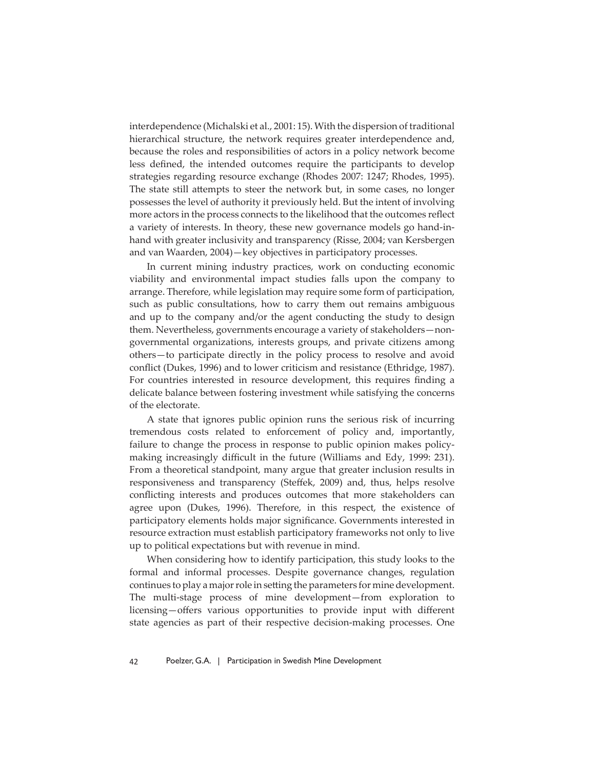interdependence (Michalski et al., 2001: 15). With the dispersion of traditional hierarchical structure, the network requires greater interdependence and, because the roles and responsibilities of actors in a policy network become less defined, the intended outcomes require the participants to develop strategies regarding resource exchange (Rhodes 2007: 1247; Rhodes, 1995). The state still attempts to steer the network but, in some cases, no longer possesses the level of authority it previously held. But the intent of involving more actors in the process connects to the likelihood that the outcomes reflect a variety of interests. In theory, these new governance models go hand-in-hand with greater inclusivity and transparency (Risse, 2004; van Kersbergen and van Waarden, 2004)—key objectives in participatory processes.

In current mining industry practices, work on conducting economic viability and environmental impact studies falls upon the company to arrange. Therefore, while legislation may require some form of participation, such as public consultations, how to carry them out remains ambiguous and up to the company and/or the agent conducting the study to design them. Nevertheless, governments encourage a variety of stakeholders—non-governmental organizations, interests groups, and private citizens among others—to participate directly in the policy process to resolve and avoid conflict (Dukes, 1996) and to lower criticism and resistance (Ethridge, 1987). For countries interested in resource development, this requires finding a delicate balance between fostering investment while satisfying the concerns of the electorate.

A state that ignores public opinion runs the serious risk of incurring tremendous costs related to enforcement of policy and, importantly, failure to change the process in response to public opinion makes policy-making increasingly difficult in the future (Williams and Edy, 1999: 231). From a theoretical standpoint, many argue that greater inclusion results in responsiveness and transparency (Steffek, 2009) and, thus, helps resolve conflicting interests and produces outcomes that more stakeholders can agree upon (Dukes, 1996). Therefore, in this respect, the existence of participatory elements holds major significance. Governments interested in resource extraction must establish participatory frameworks not only to live up to political expectations but with revenue in mind.

When considering how to identify participation, this study looks to the formal and informal processes. Despite governance changes, regulation continues to play a major role in setting the parameters for mine development. The multi-stage process of mine development—from exploration to licensing—offers various opportunities to provide input with different state agencies as part of their respective decision-making processes. One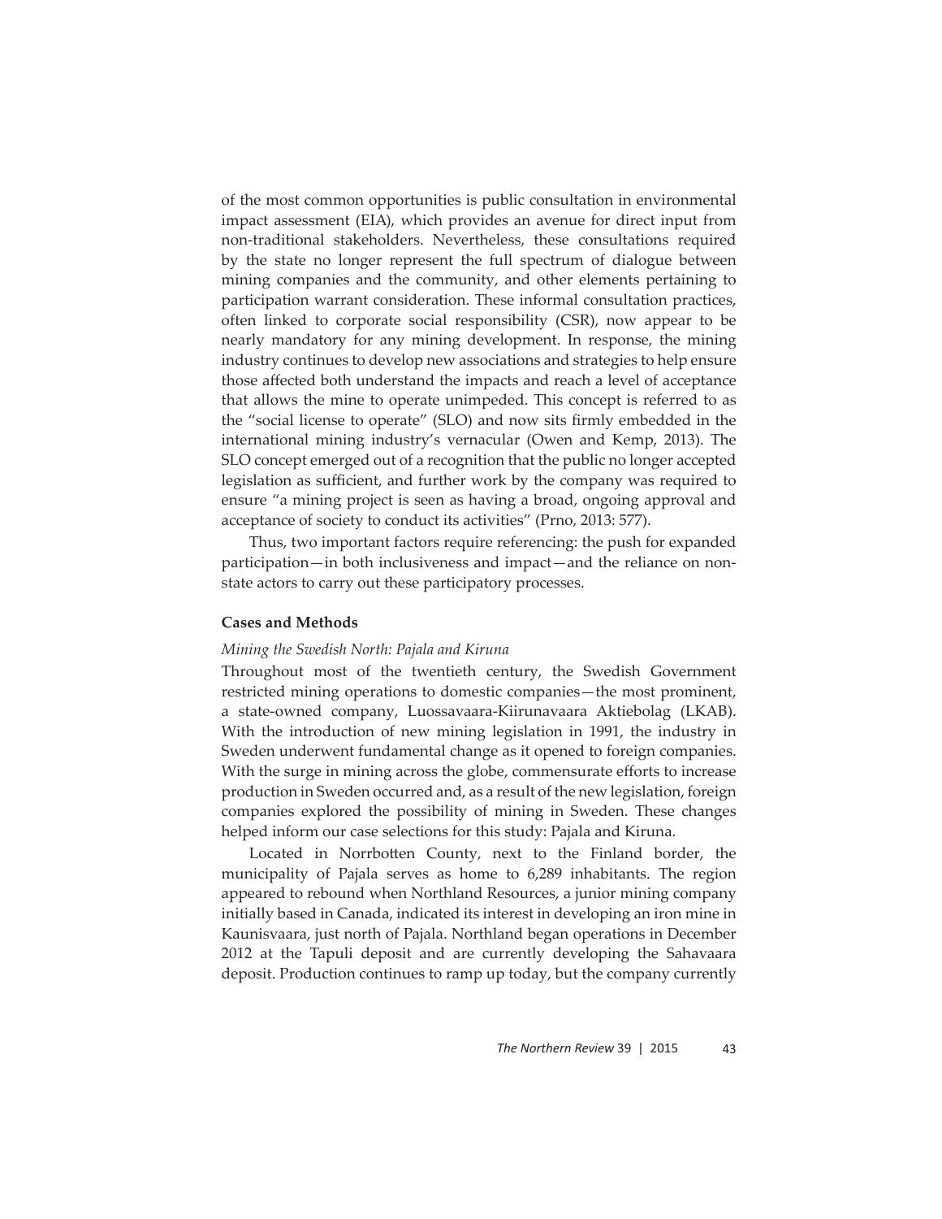of the most common opportunities is public consultation in environmental impact assessment (EIA), which provides an avenue for direct input from non-traditional stakeholders. Nevertheless, these consultations required by the state no longer represent the full spectrum of dialogue between mining companies and the community, and other elements pertaining to participation warrant consideration. These informal consultation practices, often linked to corporate social responsibility (CSR), now appear to be nearly mandatory for any mining development. In response, the mining industry continues to develop new associations and strategies to help ensure those affected both understand the impacts and reach a level of acceptance that allows the mine to operate unimpeded. This concept is referred to as the "social license to operate" (SLO) and now sits firmly embedded in the international mining industry's vernacular (Owen and Kemp, 2013). The SLO concept emerged out of a recognition that the public no longer accepted legislation as sufficient, and further work by the company was required to ensure "a mining project is seen as having a broad, ongoing approval and acceptance of society to conduct its activities" (Prno, 2013: 577).

Thus, two important factors require referencing: the push for expanded participation—in both inclusiveness and impact—and the reliance on non-state actors to carry out these participatory processes.

## Cases and Methods

### *Mining the Swedish North: Pajala and Kiruna*

Throughout most of the twentieth century, the Swedish Government restricted mining operations to domestic companies—the most prominent, a state-owned company, Luossavaara-Kiirunavaara Aktiebolag (LKAB). With the introduction of new mining legislation in 1991, the industry in Sweden underwent fundamental change as it opened to foreign companies. With the surge in mining across the globe, commensurate efforts to increase production in Sweden occurred and, as a result of the new legislation, foreign companies explored the possibility of mining in Sweden. These changes helped inform our case selections for this study: Pajala and Kiruna.

Located in Norrbotten County, next to the Finland border, the municipality of Pajala serves as home to 6,289 inhabitants. The region appeared to rebound when Northland Resources, a junior mining company initially based in Canada, indicated its interest in developing an iron mine in Kaunisvaara, just north of Pajala. Northland began operations in December 2012 at the Tapuli deposit and are currently developing the Sahavaara deposit. Production continues to ramp up today, but the company currently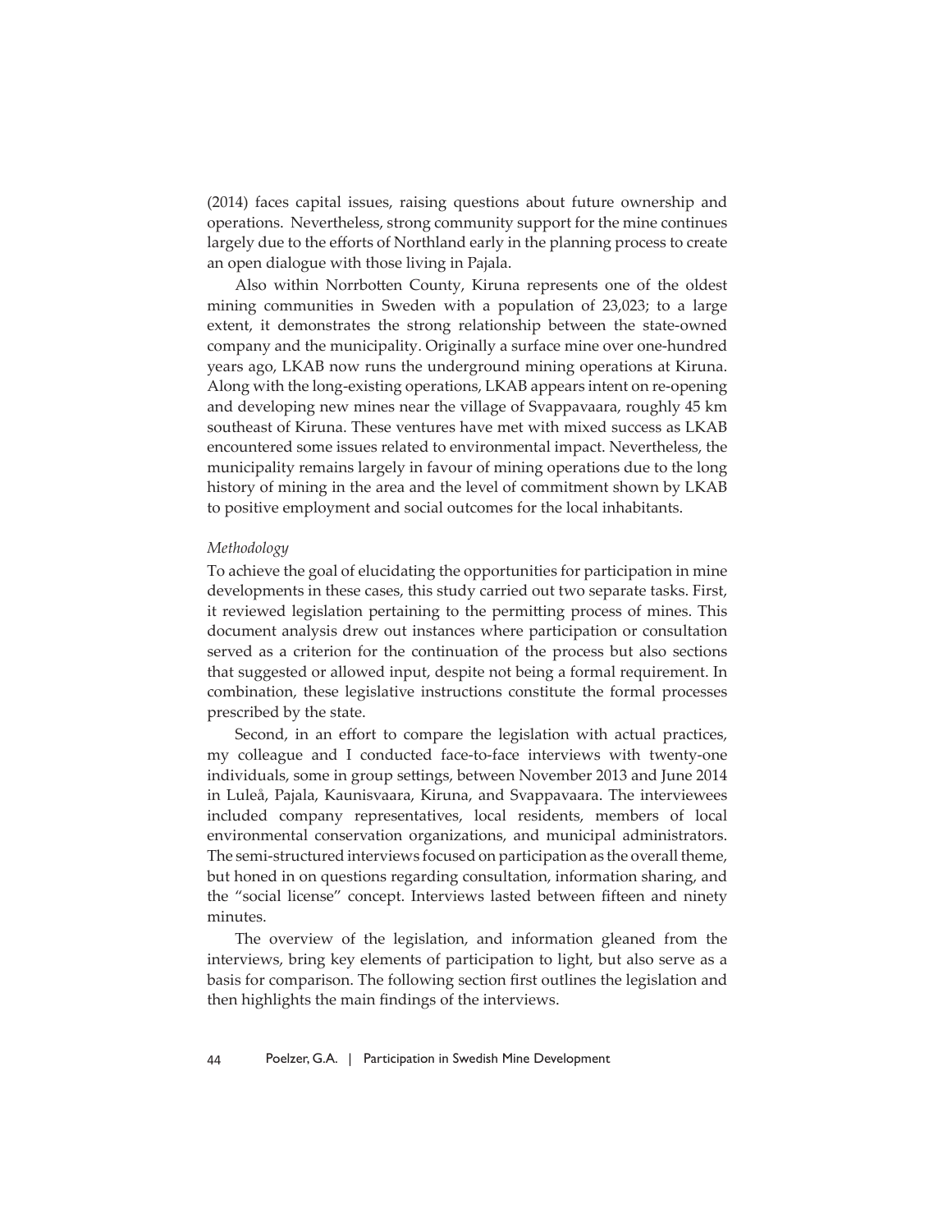(2014) faces capital issues, raising questions about future ownership and operations. Nevertheless, strong community support for the mine continues largely due to the efforts of Northland early in the planning process to create an open dialogue with those living in Pajala.

Also within Norrbotten County, Kiruna represents one of the oldest mining communities in Sweden with a population of 23,023; to a large extent, it demonstrates the strong relationship between the state-owned company and the municipality. Originally a surface mine over one-hundred years ago, LKAB now runs the underground mining operations at Kiruna. Along with the long-existing operations, LKAB appears intent on re-opening and developing new mines near the village of Svappavaara, roughly 45 km southeast of Kiruna. These ventures have met with mixed success as LKAB encountered some issues related to environmental impact. Nevertheless, the municipality remains largely in favour of mining operations due to the long history of mining in the area and the level of commitment shown by LKAB to positive employment and social outcomes for the local inhabitants.

*Methodology*

To achieve the goal of elucidating the opportunities for participation in mine developments in these cases, this study carried out two separate tasks. First, it reviewed legislation pertaining to the permitting process of mines. This document analysis drew out instances where participation or consultation served as a criterion for the continuation of the process but also sections that suggested or allowed input, despite not being a formal requirement. In combination, these legislative instructions constitute the formal processes prescribed by the state.

Second, in an effort to compare the legislation with actual practices, my colleague and I conducted face-to-face interviews with twenty-one individuals, some in group settings, between November 2013 and June 2014 in Luleå, Pajala, Kaunisvaara, Kiruna, and Svappavaara. The interviewees included company representatives, local residents, members of local environmental conservation organizations, and municipal administrators. The semi-structured interviews focused on participation as the overall theme, but honed in on questions regarding consultation, information sharing, and the "social license" concept. Interviews lasted between fifteen and ninety minutes.

The overview of the legislation, and information gleaned from the interviews, bring key elements of participation to light, but also serve as a basis for comparison. The following section first outlines the legislation and then highlights the main findings of the interviews.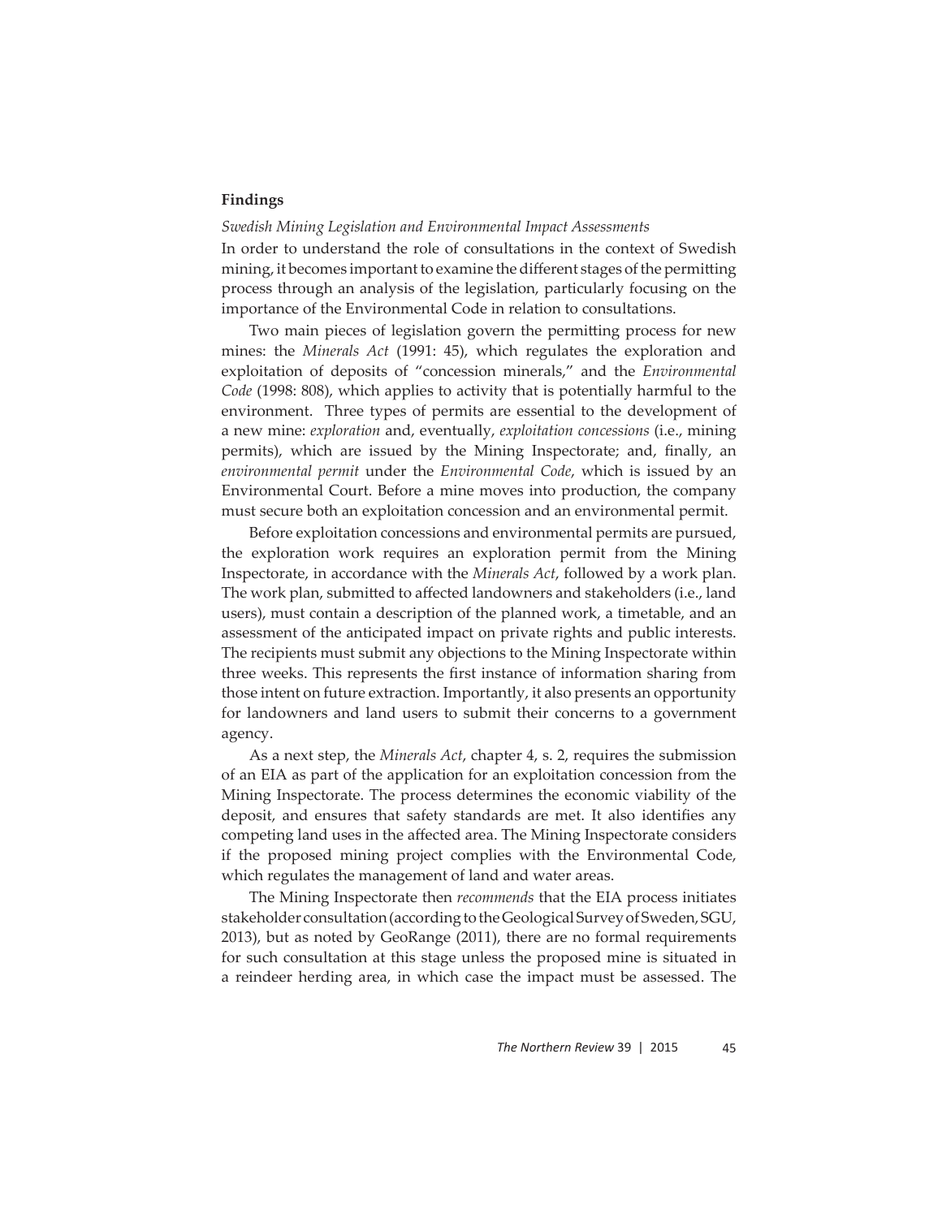## Findings

*Swedish Mining Legislation and Environmental Impact Assessments*

In order to understand the role of consultations in the context of Swedish mining, it becomes important to examine the different stages of the permitting process through an analysis of the legislation, particularly focusing on the importance of the Environmental Code in relation to consultations.

Two main pieces of legislation govern the permitting process for new mines: the *Minerals Act* (1991: 45), which regulates the exploration and exploitation of deposits of "concession minerals," and the *Environmental Code* (1998: 808), which applies to activity that is potentially harmful to the environment. Three types of permits are essential to the development of a new mine: *exploration* and, eventually, *exploitation concessions* (i.e., mining permits), which are issued by the Mining Inspectorate; and, finally, an *environmental permit* under the *Environmental Code*, which is issued by an Environmental Court. Before a mine moves into production, the company must secure both an exploitation concession and an environmental permit.

Before exploitation concessions and environmental permits are pursued, the exploration work requires an exploration permit from the Mining Inspectorate, in accordance with the *Minerals Act*, followed by a work plan. The work plan, submitted to affected landowners and stakeholders (i.e., land users), must contain a description of the planned work, a timetable, and an assessment of the anticipated impact on private rights and public interests. The recipients must submit any objections to the Mining Inspectorate within three weeks. This represents the first instance of information sharing from those intent on future extraction. Importantly, it also presents an opportunity for landowners and land users to submit their concerns to a government agency.

As a next step, the *Minerals Act*, chapter 4, s. 2, requires the submission of an EIA as part of the application for an exploitation concession from the Mining Inspectorate. The process determines the economic viability of the deposit, and ensures that safety standards are met. It also identifies any competing land uses in the affected area. The Mining Inspectorate considers if the proposed mining project complies with the Environmental Code, which regulates the management of land and water areas.

The Mining Inspectorate then *recommends* that the EIA process initiates stakeholder consultation (according to the Geological Survey of Sweden, SGU, 2013), but as noted by GeoRange (2011), there are no formal requirements for such consultation at this stage unless the proposed mine is situated in a reindeer herding area, in which case the impact must be assessed. The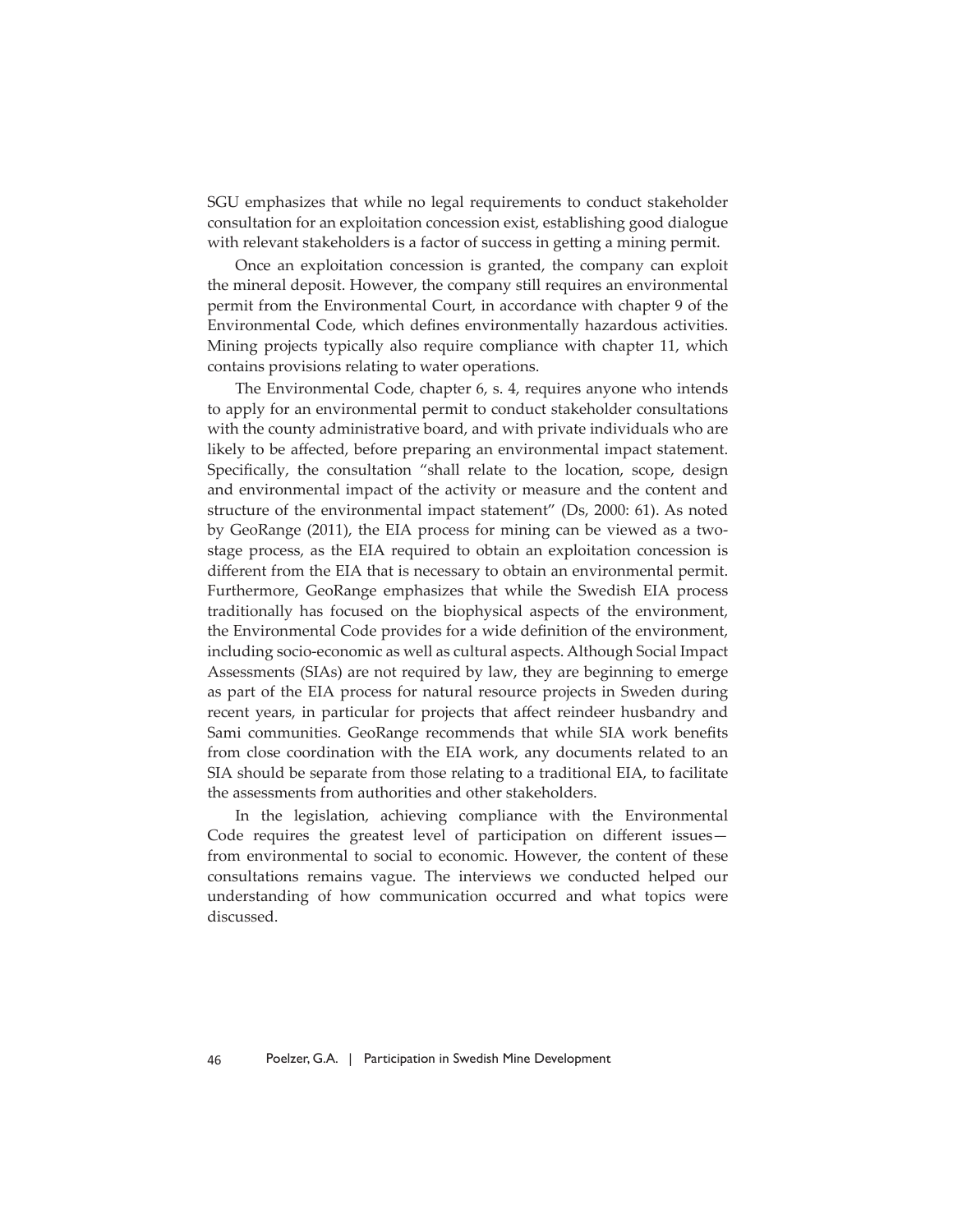SGU emphasizes that while no legal requirements to conduct stakeholder consultation for an exploitation concession exist, establishing good dialogue with relevant stakeholders is a factor of success in getting a mining permit.

Once an exploitation concession is granted, the company can exploit the mineral deposit. However, the company still requires an environmental permit from the Environmental Court, in accordance with chapter 9 of the Environmental Code, which defines environmentally hazardous activities. Mining projects typically also require compliance with chapter 11, which contains provisions relating to water operations.

The Environmental Code, chapter 6, s. 4, requires anyone who intends to apply for an environmental permit to conduct stakeholder consultations with the county administrative board, and with private individuals who are likely to be affected, before preparing an environmental impact statement. Specifically, the consultation "shall relate to the location, scope, design and environmental impact of the activity or measure and the content and structure of the environmental impact statement" (Ds, 2000: 61). As noted by GeoRange (2011), the EIA process for mining can be viewed as a two-stage process, as the EIA required to obtain an exploitation concession is different from the EIA that is necessary to obtain an environmental permit. Furthermore, GeoRange emphasizes that while the Swedish EIA process traditionally has focused on the biophysical aspects of the environment, the Environmental Code provides for a wide definition of the environment, including socio-economic as well as cultural aspects. Although Social Impact Assessments (SIAs) are not required by law, they are beginning to emerge as part of the EIA process for natural resource projects in Sweden during recent years, in particular for projects that affect reindeer husbandry and Sami communities. GeoRange recommends that while SIA work benefits from close coordination with the EIA work, any documents related to an SIA should be separate from those relating to a traditional EIA, to facilitate the assessments from authorities and other stakeholders.

In the legislation, achieving compliance with the Environmental Code requires the greatest level of participation on different issues—from environmental to social to economic. However, the content of these consultations remains vague. The interviews we conducted helped our understanding of how communication occurred and what topics were discussed.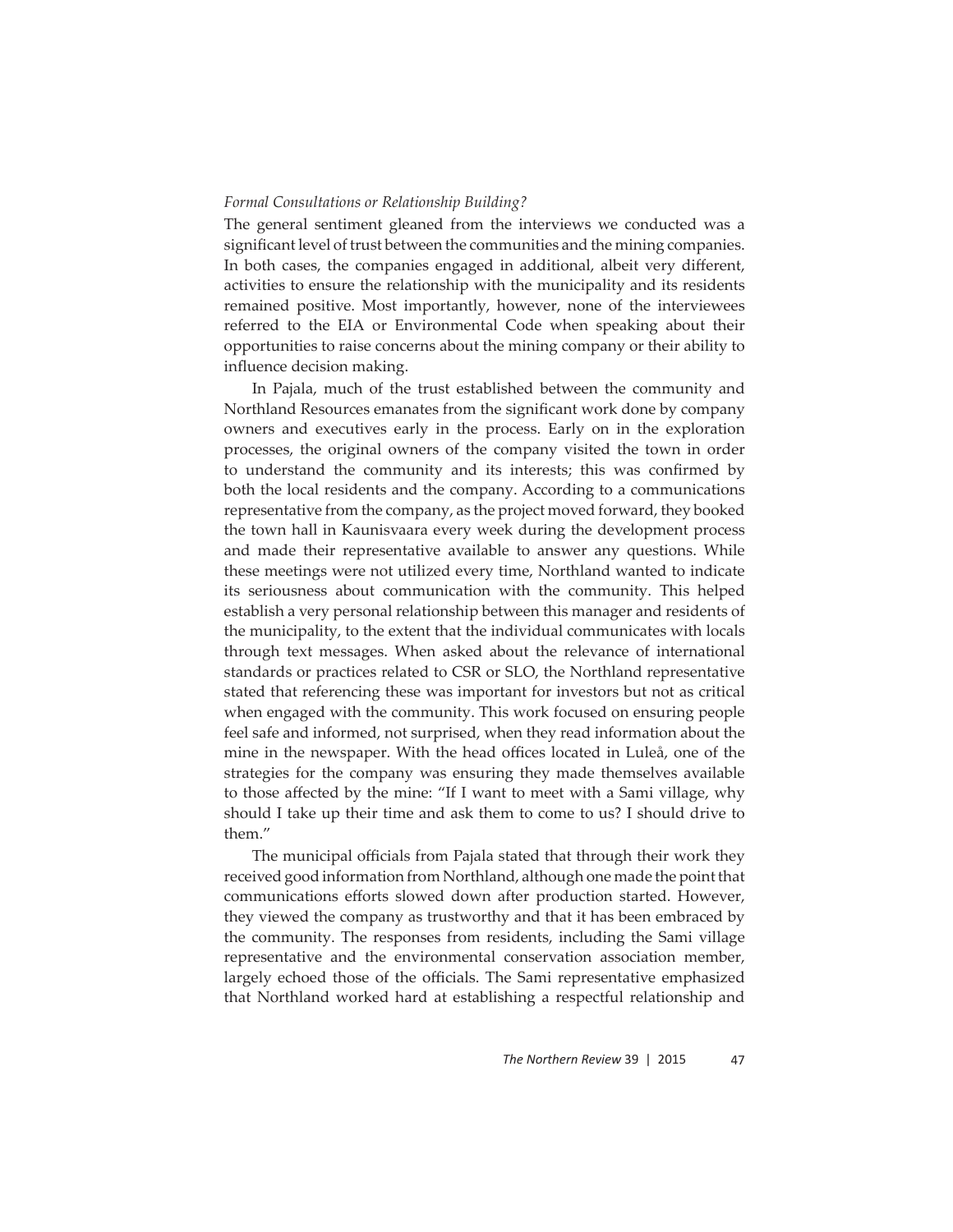*Formal Consultations or Relationship Building?*

The general sentiment gleaned from the interviews we conducted was a significant level of trust between the communities and the mining companies. In both cases, the companies engaged in additional, albeit very different, activities to ensure the relationship with the municipality and its residents remained positive. Most importantly, however, none of the interviewees referred to the EIA or Environmental Code when speaking about their opportunities to raise concerns about the mining company or their ability to influence decision making.

In Pajala, much of the trust established between the community and Northland Resources emanates from the significant work done by company owners and executives early in the process. Early on in the exploration processes, the original owners of the company visited the town in order to understand the community and its interests; this was confirmed by both the local residents and the company. According to a communications representative from the company, as the project moved forward, they booked the town hall in Kaunisvaara every week during the development process and made their representative available to answer any questions. While these meetings were not utilized every time, Northland wanted to indicate its seriousness about communication with the community. This helped establish a very personal relationship between this manager and residents of the municipality, to the extent that the individual communicates with locals through text messages. When asked about the relevance of international standards or practices related to CSR or SLO, the Northland representative stated that referencing these was important for investors but not as critical when engaged with the community. This work focused on ensuring people feel safe and informed, not surprised, when they read information about the mine in the newspaper. With the head offices located in Luleå, one of the strategies for the company was ensuring they made themselves available to those affected by the mine: "If I want to meet with a Sami village, why should I take up their time and ask them to come to us? I should drive to them."

The municipal officials from Pajala stated that through their work they received good information from Northland, although one made the point that communications efforts slowed down after production started. However, they viewed the company as trustworthy and that it has been embraced by the community. The responses from residents, including the Sami village representative and the environmental conservation association member, largely echoed those of the officials. The Sami representative emphasized that Northland worked hard at establishing a respectful relationship and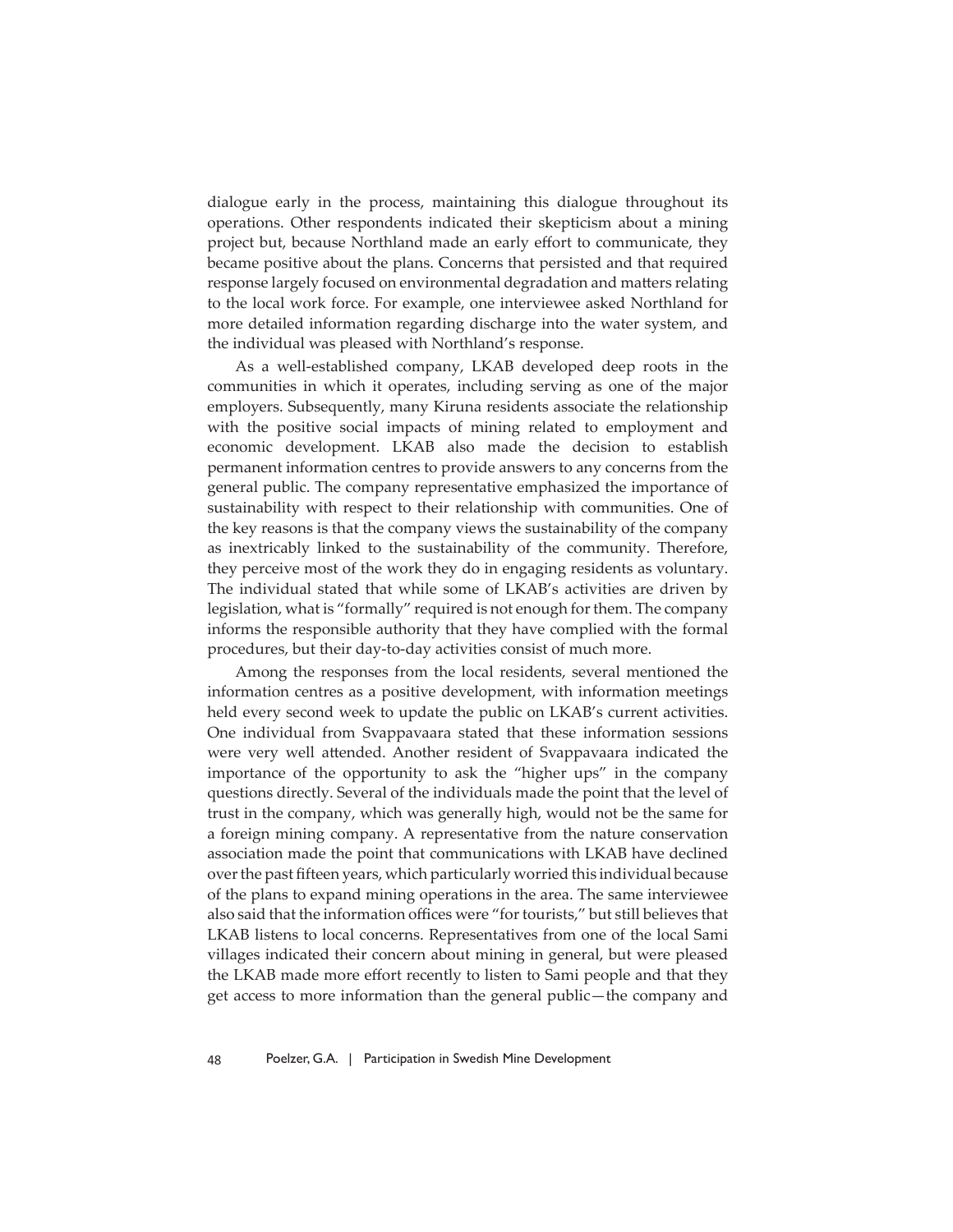dialogue early in the process, maintaining this dialogue throughout its operations. Other respondents indicated their skepticism about a mining project but, because Northland made an early effort to communicate, they became positive about the plans. Concerns that persisted and that required response largely focused on environmental degradation and matters relating to the local work force. For example, one interviewee asked Northland for more detailed information regarding discharge into the water system, and the individual was pleased with Northland's response.

As a well-established company, LKAB developed deep roots in the communities in which it operates, including serving as one of the major employers. Subsequently, many Kiruna residents associate the relationship with the positive social impacts of mining related to employment and economic development. LKAB also made the decision to establish permanent information centres to provide answers to any concerns from the general public. The company representative emphasized the importance of sustainability with respect to their relationship with communities. One of the key reasons is that the company views the sustainability of the company as inextricably linked to the sustainability of the community. Therefore, they perceive most of the work they do in engaging residents as voluntary. The individual stated that while some of LKAB's activities are driven by legislation, what is "formally" required is not enough for them. The company informs the responsible authority that they have complied with the formal procedures, but their day-to-day activities consist of much more.

Among the responses from the local residents, several mentioned the information centres as a positive development, with information meetings held every second week to update the public on LKAB's current activities. One individual from Svappavaara stated that these information sessions were very well attended. Another resident of Svappavaara indicated the importance of the opportunity to ask the "higher ups" in the company questions directly. Several of the individuals made the point that the level of trust in the company, which was generally high, would not be the same for a foreign mining company. A representative from the nature conservation association made the point that communications with LKAB have declined over the past fifteen years, which particularly worried this individual because of the plans to expand mining operations in the area. The same interviewee also said that the information offices were "for tourists," but still believes that LKAB listens to local concerns. Representatives from one of the local Sami villages indicated their concern about mining in general, but were pleased the LKAB made more effort recently to listen to Sami people and that they get access to more information than the general public—the company and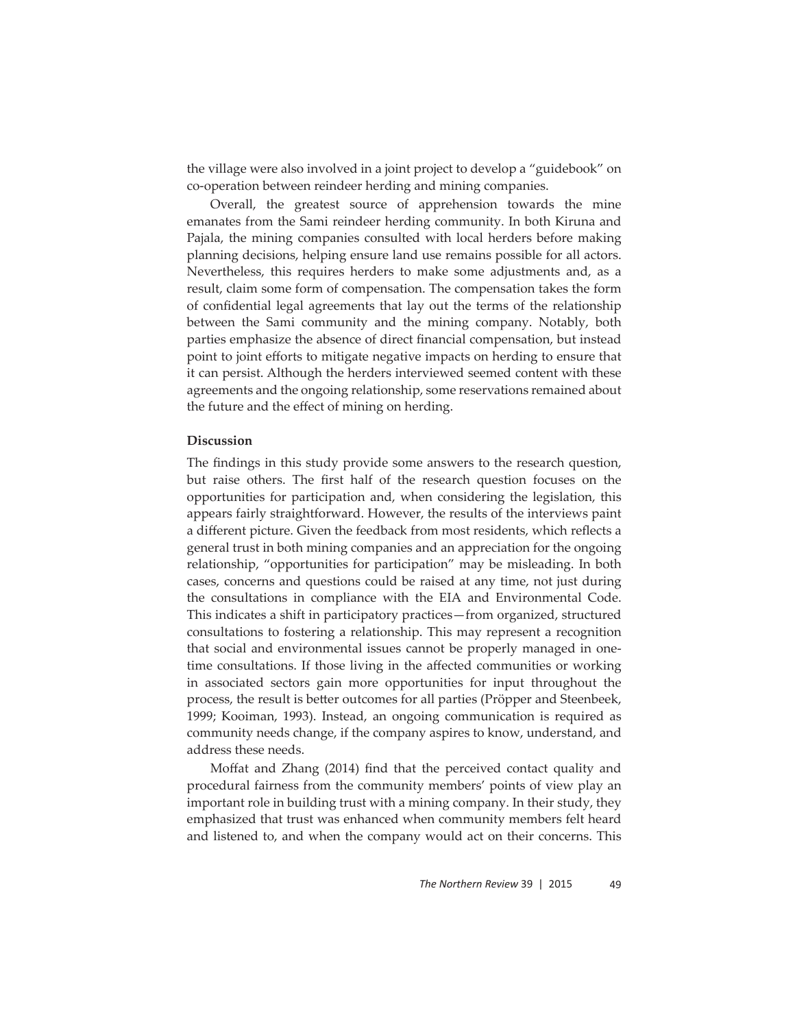the village were also involved in a joint project to develop a "guidebook" on co-operation between reindeer herding and mining companies.

Overall, the greatest source of apprehension towards the mine emanates from the Sami reindeer herding community. In both Kiruna and Pajala, the mining companies consulted with local herders before making planning decisions, helping ensure land use remains possible for all actors. Nevertheless, this requires herders to make some adjustments and, as a result, claim some form of compensation. The compensation takes the form of confidential legal agreements that lay out the terms of the relationship between the Sami community and the mining company. Notably, both parties emphasize the absence of direct financial compensation, but instead point to joint efforts to mitigate negative impacts on herding to ensure that it can persist. Although the herders interviewed seemed content with these agreements and the ongoing relationship, some reservations remained about the future and the effect of mining on herding.

**Discussion**

The findings in this study provide some answers to the research question, but raise others. The first half of the research question focuses on the opportunities for participation and, when considering the legislation, this appears fairly straightforward. However, the results of the interviews paint a different picture. Given the feedback from most residents, which reflects a general trust in both mining companies and an appreciation for the ongoing relationship, "opportunities for participation" may be misleading. In both cases, concerns and questions could be raised at any time, not just during the consultations in compliance with the EIA and Environmental Code. This indicates a shift in participatory practices—from organized, structured consultations to fostering a relationship. This may represent a recognition that social and environmental issues cannot be properly managed in one-time consultations. If those living in the affected communities or working in associated sectors gain more opportunities for input throughout the process, the result is better outcomes for all parties (Pröpper and Steenbeek, 1999; Kooiman, 1993). Instead, an ongoing communication is required as community needs change, if the company aspires to know, understand, and address these needs.

Moffat and Zhang (2014) find that the perceived contact quality and procedural fairness from the community members' points of view play an important role in building trust with a mining company. In their study, they emphasized that trust was enhanced when community members felt heard and listened to, and when the company would act on their concerns. This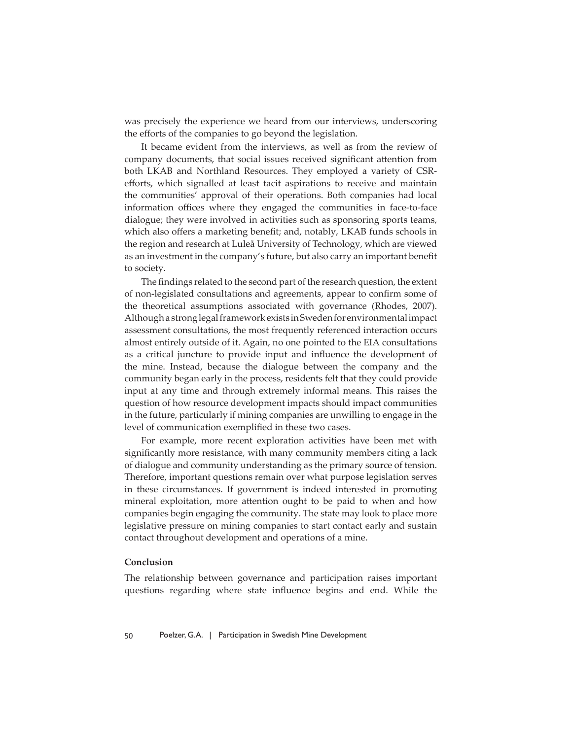was precisely the experience we heard from our interviews, underscoring the efforts of the companies to go beyond the legislation.

It became evident from the interviews, as well as from the review of company documents, that social issues received significant attention from both LKAB and Northland Resources. They employed a variety of CSR-efforts, which signalled at least tacit aspirations to receive and maintain the communities' approval of their operations. Both companies had local information offices where they engaged the communities in face-to-face dialogue; they were involved in activities such as sponsoring sports teams, which also offers a marketing benefit; and, notably, LKAB funds schools in the region and research at Luleå University of Technology, which are viewed as an investment in the company's future, but also carry an important benefit to society.

The findings related to the second part of the research question, the extent of non-legislated consultations and agreements, appear to confirm some of the theoretical assumptions associated with governance (Rhodes, 2007). Although a strong legal framework exists in Sweden for environmental impact assessment consultations, the most frequently referenced interaction occurs almost entirely outside of it. Again, no one pointed to the EIA consultations as a critical juncture to provide input and influence the development of the mine. Instead, because the dialogue between the company and the community began early in the process, residents felt that they could provide input at any time and through extremely informal means. This raises the question of how resource development impacts should impact communities in the future, particularly if mining companies are unwilling to engage in the level of communication exemplified in these two cases.

For example, more recent exploration activities have been met with significantly more resistance, with many community members citing a lack of dialogue and community understanding as the primary source of tension. Therefore, important questions remain over what purpose legislation serves in these circumstances. If government is indeed interested in promoting mineral exploitation, more attention ought to be paid to when and how companies begin engaging the community. The state may look to place more legislative pressure on mining companies to start contact early and sustain contact throughout development and operations of a mine.

## Conclusion

The relationship between governance and participation raises important questions regarding where state influence begins and end. While the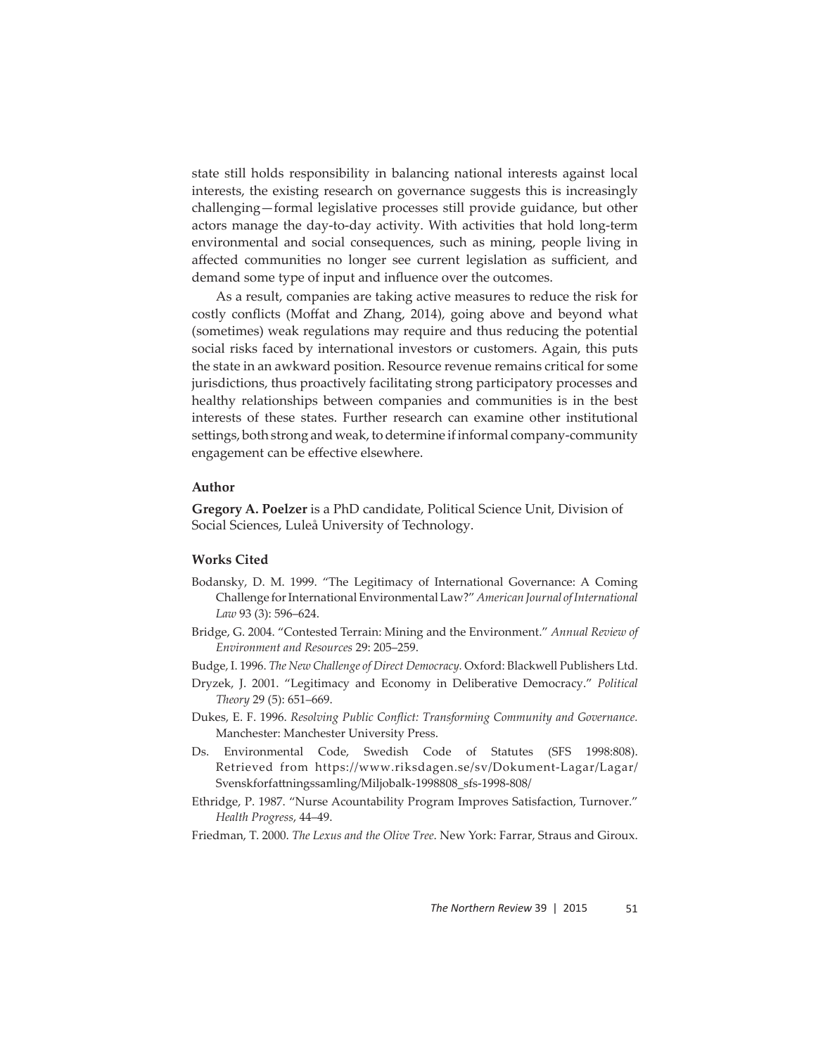state still holds responsibility in balancing national interests against local interests, the existing research on governance suggests this is increasingly challenging—formal legislative processes still provide guidance, but other actors manage the day-to-day activity. With activities that hold long-term environmental and social consequences, such as mining, people living in affected communities no longer see current legislation as sufficient, and demand some type of input and influence over the outcomes.

As a result, companies are taking active measures to reduce the risk for costly conflicts (Moffat and Zhang, 2014), going above and beyond what (sometimes) weak regulations may require and thus reducing the potential social risks faced by international investors or customers. Again, this puts the state in an awkward position. Resource revenue remains critical for some jurisdictions, thus proactively facilitating strong participatory processes and healthy relationships between companies and communities is in the best interests of these states. Further research can examine other institutional settings, both strong and weak, to determine if informal company-community engagement can be effective elsewhere.

## Author

**Gregory A. Poelzer** is a PhD candidate, Political Science Unit, Division of Social Sciences, Luleå University of Technology.

## Works Cited

Bodansky, D. M. 1999. "The Legitimacy of International Governance: A Coming Challenge for International Environmental Law?" *American Journal of International Law* 93 (3): 596–624.

Bridge, G. 2004. "Contested Terrain: Mining and the Environment." *Annual Review of Environment and Resources* 29: 205–259.

Budge, I. 1996. *The New Challenge of Direct Democracy.* Oxford: Blackwell Publishers Ltd.

Dryzek, J. 2001. "Legitimacy and Economy in Deliberative Democracy." *Political Theory* 29 (5): 651–669.

Dukes, E. F. 1996. *Resolving Public Conflict: Transforming Community and Governance.* Manchester: Manchester University Press.

Ds. Environmental Code, Swedish Code of Statutes (SFS 1998:808). Retrieved from https://www.riksdagen.se/sv/Dokument-Lagar/Lagar/Svenskforfattningssamling/Miljobalk-1998808_sfs-1998-808/

Ethridge, P. 1987. "Nurse Acountability Program Improves Satisfaction, Turnover." *Health Progress*, 44–49.

Friedman, T. 2000. *The Lexus and the Olive Tree*. New York: Farrar, Straus and Giroux.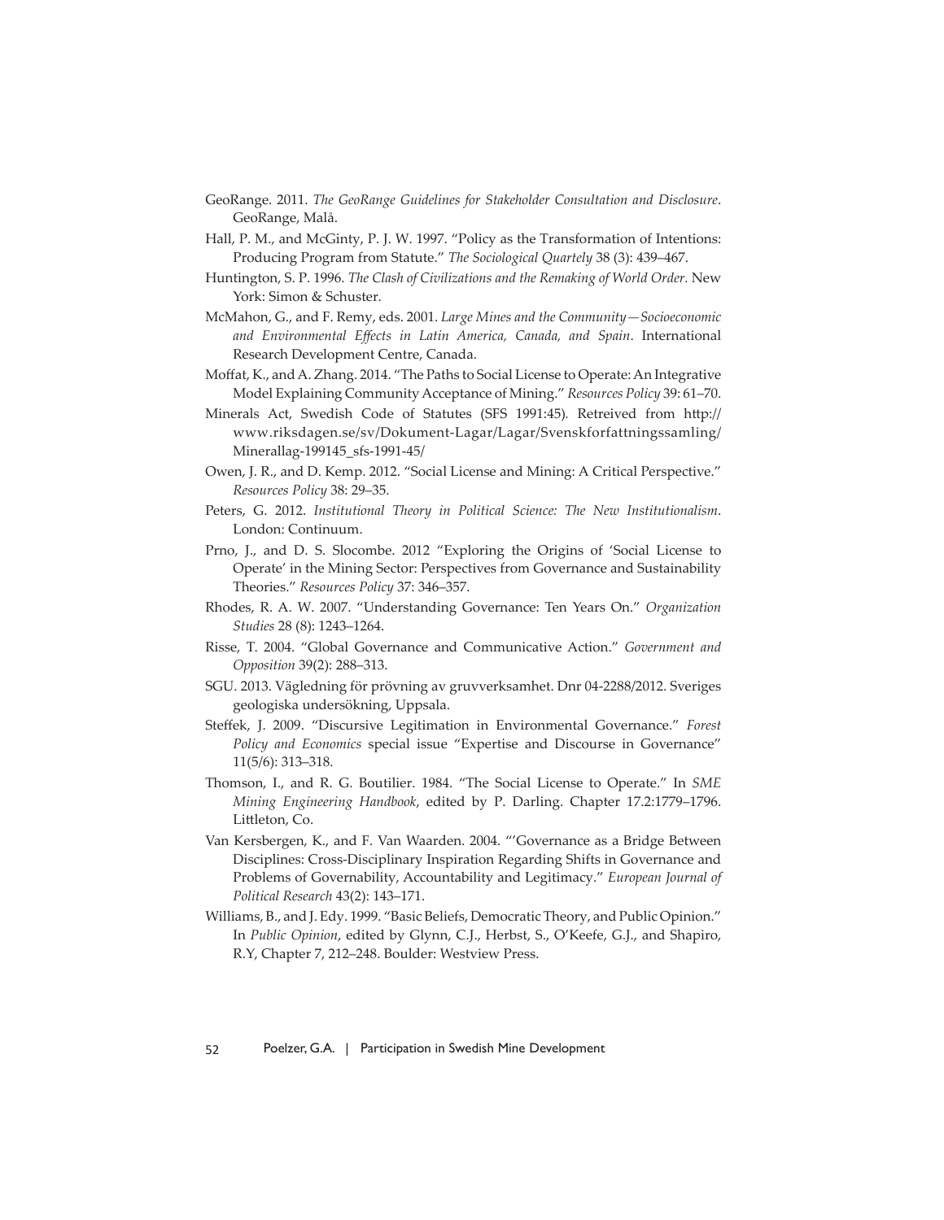GeoRange. 2011. *The GeoRange Guidelines for Stakeholder Consultation and Disclosure*. GeoRange, Malå.

Hall, P. M., and McGinty, P. J. W. 1997. "Policy as the Transformation of Intentions: Producing Program from Statute." *The Sociological Quartely* 38 (3): 439–467.

Huntington, S. P. 1996. *The Clash of Civilizations and the Remaking of World Order*. New York: Simon & Schuster.

McMahon, G., and F. Remy, eds. 2001. *Large Mines and the Community—Socioeconomic and Environmental Effects in Latin America, Canada, and Spain*. International Research Development Centre, Canada.

Moffat, K., and A. Zhang. 2014. "The Paths to Social License to Operate: An Integrative Model Explaining Community Acceptance of Mining." *Resources Policy* 39: 61–70.

Minerals Act, Swedish Code of Statutes (SFS 1991:45). Retreived from http://www.riksdagen.se/sv/Dokument-Lagar/Lagar/Svenskforfattningssamling/Minerallag-199145_sfs-1991-45/

Owen, J. R., and D. Kemp. 2012. "Social License and Mining: A Critical Perspective." *Resources Policy* 38: 29–35.

Peters, G. 2012. *Institutional Theory in Political Science: The New Institutionalism*. London: Continuum.

Prno, J., and D. S. Slocombe. 2012 "Exploring the Origins of 'Social License to Operate' in the Mining Sector: Perspectives from Governance and Sustainability Theories." *Resources Policy* 37: 346–357.

Rhodes, R. A. W. 2007. "Understanding Governance: Ten Years On." *Organization Studies* 28 (8): 1243–1264.

Risse, T. 2004. "Global Governance and Communicative Action." *Government and Opposition* 39(2): 288–313.

SGU. 2013. Vägledning för prövning av gruvverksamhet. Dnr 04-2288/2012. Sveriges geologiska undersökning, Uppsala.

Steffek, J. 2009. "Discursive Legitimation in Environmental Governance." *Forest Policy and Economics* special issue "Expertise and Discourse in Governance" 11(5/6): 313–318.

Thomson, I., and R. G. Boutilier. 1984. "The Social License to Operate." In *SME Mining Engineering Handbook*, edited by P. Darling. Chapter 17.2:1779–1796. Littleton, Co.

Van Kersbergen, K., and F. Van Waarden. 2004. "'Governance as a Bridge Between Disciplines: Cross-Disciplinary Inspiration Regarding Shifts in Governance and Problems of Governability, Accountability and Legitimacy." *European Journal of Political Research* 43(2): 143–171.

Williams, B., and J. Edy. 1999. "Basic Beliefs, Democratic Theory, and Public Opinion." In *Public Opinion*, edited by Glynn, C.J., Herbst, S., O'Keefe, G.J., and Shapiro, R.Y, Chapter 7, 212–248. Boulder: Westview Press.